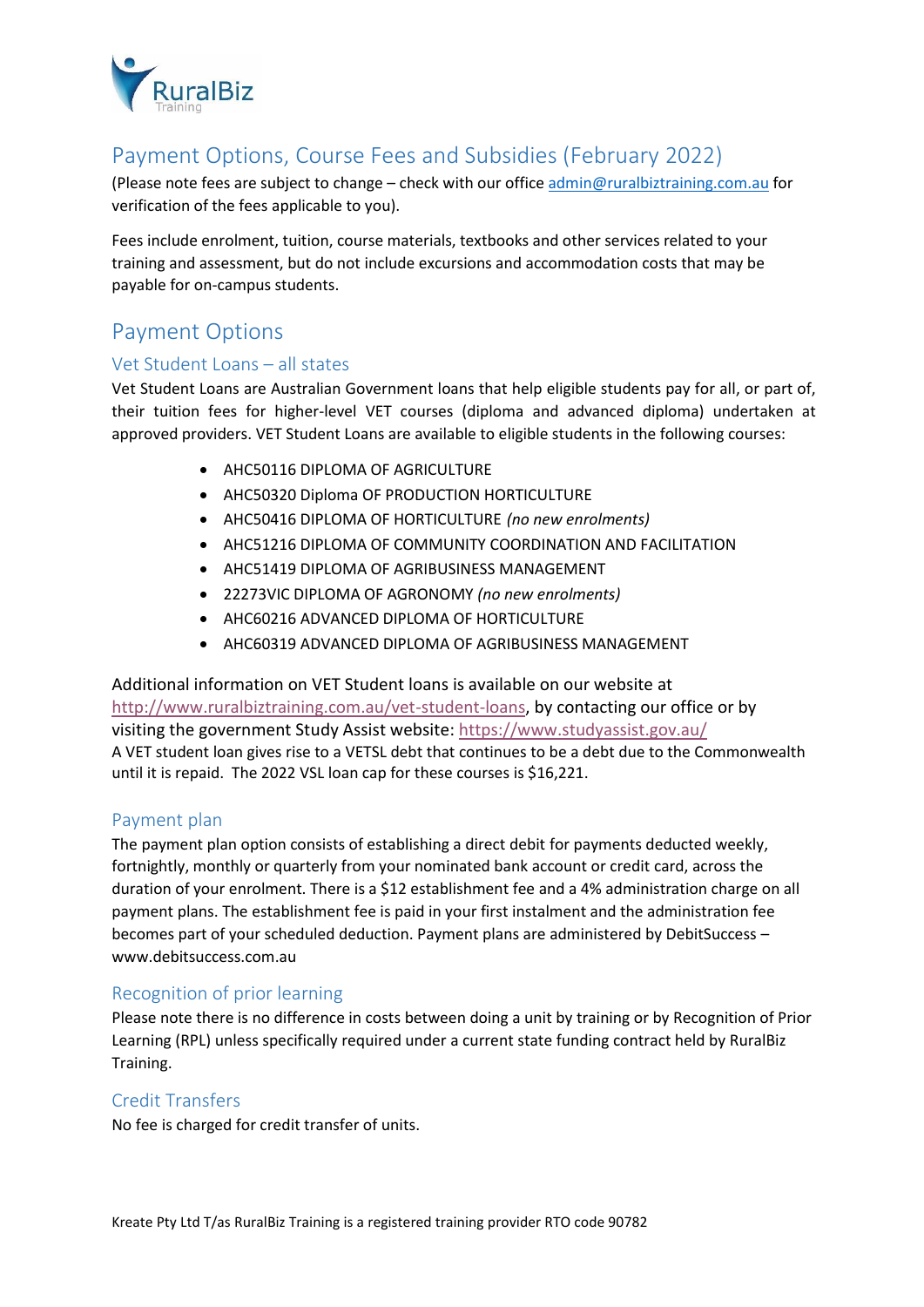# Payment Options, Course Fees and Subsidies (February 2022)

(Please note fees are subject to change – check with our office admin@ruralbiztraining.com.au for verification of the fees applicable to you).

Fees include enrolment, tuition, course materials, textbooks and other services related to your training and assessment, but do not include excursions and accommodation costs that may be payable for on-campus students.

## Payment Options

### Vet Student Loans – all states

Vet Student Loans are Australian Government loans that help eligible students pay for all, or part of, their tuition fees for higher-level VET courses (diploma and advanced diploma) undertaken at approved providers. VET Student Loans are available to eligible students in the following courses:

- AHC50116 DIPLOMA OF AGRICULTURE
- AHC50320 Diploma OF PRODUCTION HORTICULTURE
- AHC50416 DIPLOMA OF HORTICULTURE *(no new enrolments)*
- AHC51216 DIPLOMA OF COMMUNITY COORDINATION AND FACILITATION
- AHC51419 DIPLOMA OF AGRIBUSINESS MANAGEMENT
- 22273VIC DIPLOMA OF AGRONOMY *(no new enrolments)*
- AHC60216 ADVANCED DIPLOMA OF HORTICULTURE
- AHC60319 ADVANCED DIPLOMA OF AGRIBUSINESS MANAGEMENT

Additional information on VET Student loans is available on our website at http://www.ruralbiztraining.com.au/vet-student-loans, by contacting our office or by visiting the government Study Assist website: https://www.studyassist.gov.au/

A VET student loan gives rise to a VETSL debt that continues to be a debt due to the Commonwealth until it is repaid. The 2022 VSL loan cap for these courses is $16,221.

### Payment plan

The payment plan option consists of establishing a direct debit for payments deducted weekly, fortnightly, monthly or quarterly from your nominated bank account or credit card, across the duration of your enrolment. There is a $12 establishment fee and a 4% administration charge on all payment plans. The establishment fee is paid in your first instalment and the administration fee becomes part of your scheduled deduction. Payment plans are administered by DebitSuccess – www.debitsuccess.com.au

### Recognition of prior learning

Please note there is no difference in costs between doing a unit by training or by Recognition of Prior Learning (RPL) unless specifically required under a current state funding contract held by RuralBiz Training.

### Credit Transfers

No fee is charged for credit transfer of units.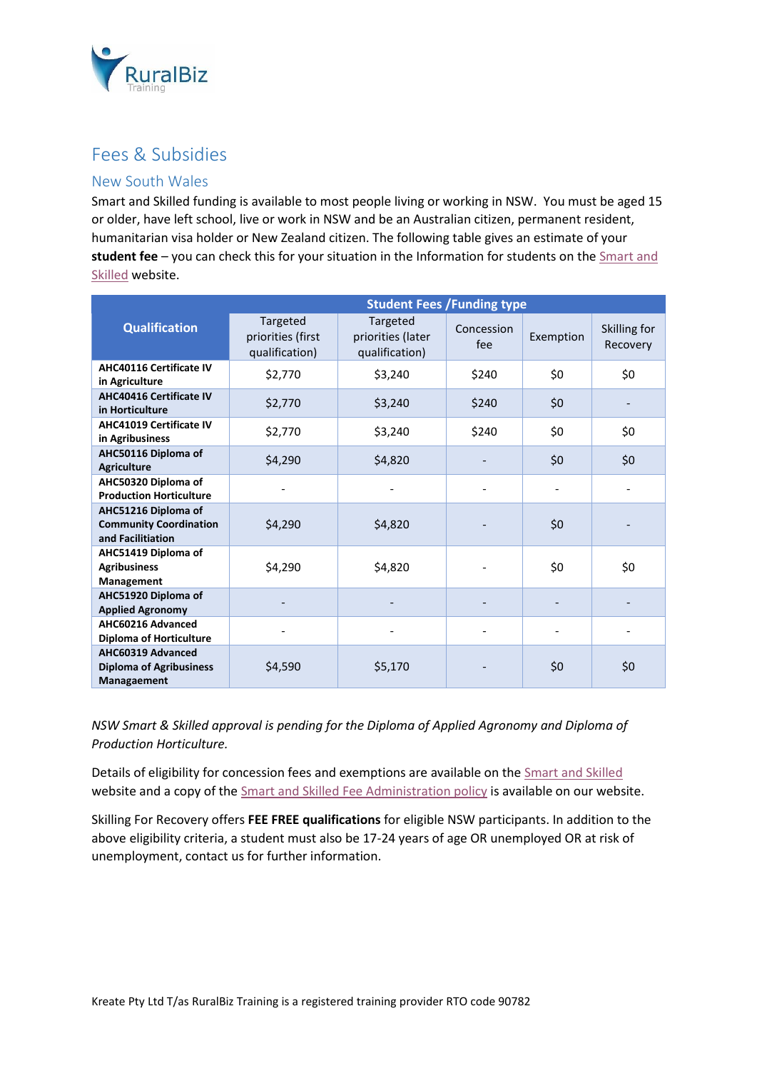# Fees & Subsidies

## New South Wales

Smart and Skilled funding is available to most people living or working in NSW. You must be aged 15 or older, have left school, live or work in NSW and be an Australian citizen, permanent resident, humanitarian visa holder or New Zealand citizen. The following table gives an estimate of your **student fee** – you can check this for your situation in the Information for students on the Smart and Skilled website.

| Qualification | Student Fees /Funding type | | | | |
|---|---|---|---|---|---|
| | Targeted priorities (first qualification) | Targeted priorities (later qualification) | Concession fee | Exemption | Skilling for Recovery |
| **AHC40116 Certificate IV in Agriculture** | $2,770 | $3,240 | $240 | $0 | $0 |
| **AHC40416 Certificate IV in Horticulture** | $2,770 | $3,240 | $240 | $0 | - |
| **AHC41019 Certificate IV in Agribusiness** | $2,770 | $3,240 | $240 | $0 | $0 |
| **AHC50116 Diploma of Agriculture** | $4,290 | $4,820 | - | $0 | $0 |
| **AHC50320 Diploma of Production Horticulture** | - | - | - | - | - |
| **AHC51216 Diploma of Community Coordination and Facilitation** | $4,290 | $4,820 | - | $0 | - |
| **AHC51419 Diploma of Agribusiness Management** | $4,290 | $4,820 | - | $0 | $0 |
| **AHC51920 Diploma of Applied Agronomy** | - | - | - | - | - |
| **AHC60216 Advanced Diploma of Horticulture** | - | - | - | - | - |
| **AHC60319 Advanced Diploma of Agribusiness Managaement** | $4,590 | $5,170 | - | $0 | $0 |

*NSW Smart & Skilled approval is pending for the Diploma of Applied Agronomy and Diploma of Production Horticulture.*

Details of eligibility for concession fees and exemptions are available on the Smart and Skilled website and a copy of the Smart and Skilled Fee Administration policy is available on our website.

Skilling For Recovery offers **FEE FREE qualifications** for eligible NSW participants. In addition to the above eligibility criteria, a student must also be 17-24 years of age OR unemployed OR at risk of unemployment, contact us for further information.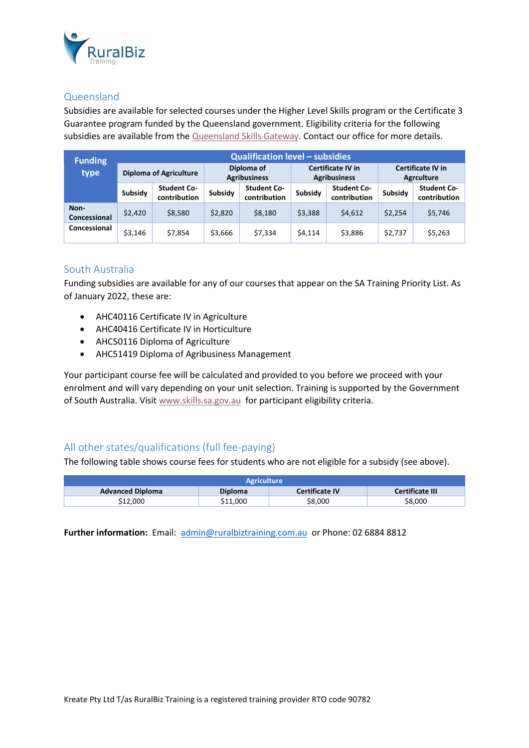## Queensland

Subsidies are available for selected courses under the Higher Level Skills program or the Certificate 3 Guarantee program funded by the Queensland government. Eligibility criteria for the following subsidies are available from the Queensland Skills Gateway. Contact our office for more details.

| Funding type | Qualification level – subsidies | | | | | | | |
|---|---|---|---|---|---|---|---|---|
| | Diploma of Agriculture | | Diploma of Agribusiness | | Certificate IV in Agribusiness | | Certificate IV in Agrculture | |
| | Subsidy | Student Co-contribution | Subsidy | Student Co-contribution | Subsidy | Student Co-contribution | Subsidy | Student Co-contribution |
| Non-Concessional | $2,420 | $8,580 | $2,820 | $8,180 | $3,388 | $4,612 | $2,254 | $5,746 |
| Concessional | $3,146 | $7,854 | $3,666 | $7,334 | $4,114 | $3,886 | $2,737 | $5,263 |

## South Australia

Funding subsidies are available for any of our courses that appear on the SA Training Priority List. As of January 2022, these are:

- AHC40116 Certificate IV in Agriculture
- AHC40416 Certificate IV in Horticulture
- AHC50116 Diploma of Agriculture
- AHC51419 Diploma of Agribusiness Management

Your participant course fee will be calculated and provided to you before we proceed with your enrolment and will vary depending on your unit selection. Training is supported by the Government of South Australia. Visit www.skills.sa.gov.au for participant eligibility criteria.

## All other states/qualifications (full fee-paying)

The following table shows course fees for students who are not eligible for a subsidy (see above).

| Agriculture | | | |
|---|---|---|---|
| Advanced Diploma | Diploma | Certificate IV | Certificate III |
| $12,000 | $11,000 | $8,000 | $8,000 |

**Further information:** Email: admin@ruralbiztraining.com.au or Phone: 02 6884 8812

Kreate Pty Ltd T/as RuralBiz Training is a registered training provider RTO code 90782